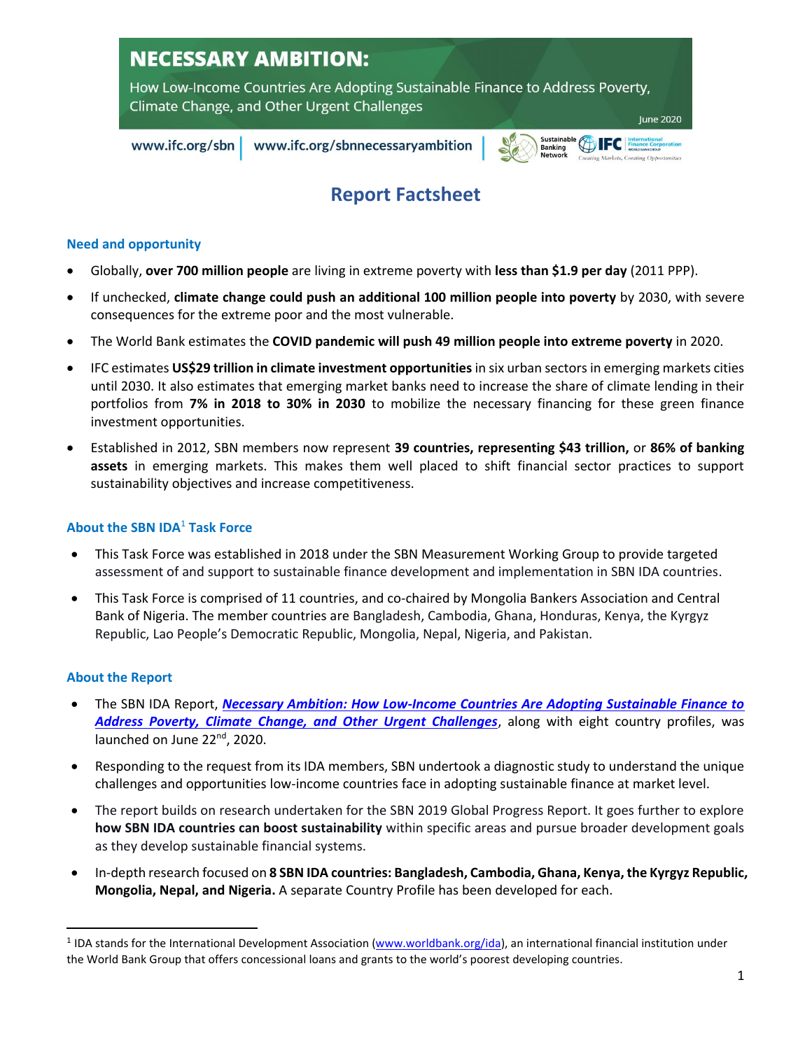# NECESSARY AMBITION:

How Low-Income Countries Are Adopting Sustainable Finance to Address Poverty, Climate Change, and Other Urgent Challenges

June 2020

www.ifc.org/sbn | www.ifc.org/sbnnecessaryambition

## Report Factsheet

### Need and opportunity

- Globally, **over 700 million people** are living in extreme poverty with **less than $1.9 per day** (2011 PPP).
- If unchecked, **climate change could push an additional 100 million people into poverty** by 2030, with severe consequences for the extreme poor and the most vulnerable.
- The World Bank estimates the **COVID pandemic will push 49 million people into extreme poverty** in 2020.
- IFC estimates **US$29 trillion in climate investment opportunities** in six urban sectors in emerging markets cities until 2030. It also estimates that emerging market banks need to increase the share of climate lending in their portfolios from **7% in 2018 to 30% in 2030** to mobilize the necessary financing for these green finance investment opportunities.
- Established in 2012, SBN members now represent **39 countries, representing $43 trillion,** or **86% of banking assets** in emerging markets. This makes them well placed to shift financial sector practices to support sustainability objectives and increase competitiveness.

### About the SBN IDA[1] Task Force

- This Task Force was established in 2018 under the SBN Measurement Working Group to provide targeted assessment of and support to sustainable finance development and implementation in SBN IDA countries.
- This Task Force is comprised of 11 countries, and co-chaired by Mongolia Bankers Association and Central Bank of Nigeria. The member countries are Bangladesh, Cambodia, Ghana, Honduras, Kenya, the Kyrgyz Republic, Lao People's Democratic Republic, Mongolia, Nepal, Nigeria, and Pakistan.

### About the Report

- The SBN IDA Report, ***Necessary Ambition: How Low-Income Countries Are Adopting Sustainable Finance to Address Poverty, Climate Change, and Other Urgent Challenges***, along with eight country profiles, was launched on June 22nd, 2020.
- Responding to the request from its IDA members, SBN undertook a diagnostic study to understand the unique challenges and opportunities low-income countries face in adopting sustainable finance at market level.
- The report builds on research undertaken for the SBN 2019 Global Progress Report. It goes further to explore **how SBN IDA countries can boost sustainability** within specific areas and pursue broader development goals as they develop sustainable financial systems.
- In-depth research focused on **8 SBN IDA countries: Bangladesh, Cambodia, Ghana, Kenya, the Kyrgyz Republic, Mongolia, Nepal, and Nigeria.** A separate Country Profile has been developed for each.

---

[1] IDA stands for the International Development Association (www.worldbank.org/ida), an international financial institution under the World Bank Group that offers concessional loans and grants to the world's poorest developing countries.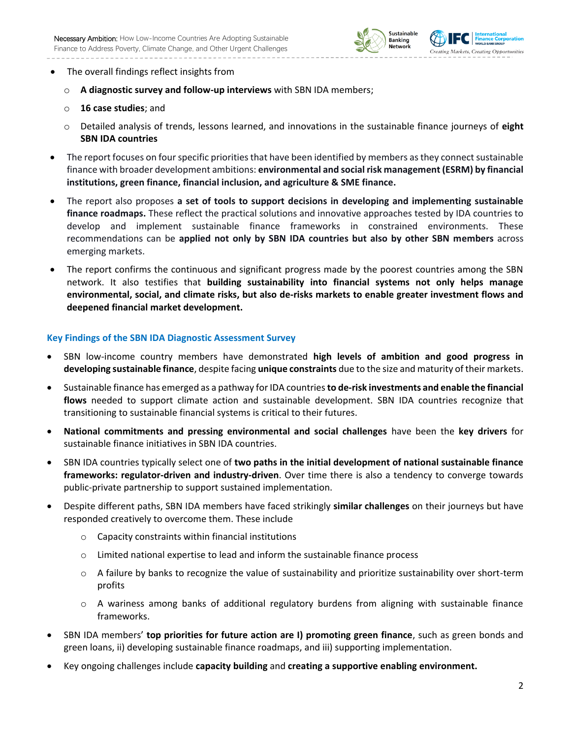- The overall findings reflect insights from
    - **A diagnostic survey and follow-up interviews** with SBN IDA members;
    - **16 case studies**; and
    - Detailed analysis of trends, lessons learned, and innovations in the sustainable finance journeys of **eight SBN IDA countries**
- The report focuses on four specific priorities that have been identified by members as they connect sustainable finance with broader development ambitions: **environmental and social risk management (ESRM) by financial institutions, green finance, financial inclusion, and agriculture & SME finance.**
- The report also proposes **a set of tools to support decisions in developing and implementing sustainable finance roadmaps.** These reflect the practical solutions and innovative approaches tested by IDA countries to develop and implement sustainable finance frameworks in constrained environments. These recommendations can be **applied not only by SBN IDA countries but also by other SBN members** across emerging markets.
- The report confirms the continuous and significant progress made by the poorest countries among the SBN network. It also testifies that **building sustainability into financial systems not only helps manage environmental, social, and climate risks, but also de-risks markets to enable greater investment flows and deepened financial market development.**

### Key Findings of the SBN IDA Diagnostic Assessment Survey

- SBN low-income country members have demonstrated **high levels of ambition and good progress in developing sustainable finance**, despite facing **unique constraints** due to the size and maturity of their markets.
- Sustainable finance has emerged as a pathway for IDA countries **to de-risk investments and enable the financial flows** needed to support climate action and sustainable development. SBN IDA countries recognize that transitioning to sustainable financial systems is critical to their futures.
- **National commitments and pressing environmental and social challenges** have been the **key drivers** for sustainable finance initiatives in SBN IDA countries.
- SBN IDA countries typically select one of **two paths in the initial development of national sustainable finance frameworks: regulator-driven and industry-driven**. Over time there is also a tendency to converge towards public-private partnership to support sustained implementation.
- Despite different paths, SBN IDA members have faced strikingly **similar challenges** on their journeys but have responded creatively to overcome them. These include
    - Capacity constraints within financial institutions
    - Limited national expertise to lead and inform the sustainable finance process
    - A failure by banks to recognize the value of sustainability and prioritize sustainability over short-term profits
    - A wariness among banks of additional regulatory burdens from aligning with sustainable finance frameworks.
- SBN IDA members' **top priorities for future action are I) promoting green finance**, such as green bonds and green loans, ii) developing sustainable finance roadmaps, and iii) supporting implementation.
- Key ongoing challenges include **capacity building** and **creating a supportive enabling environment.**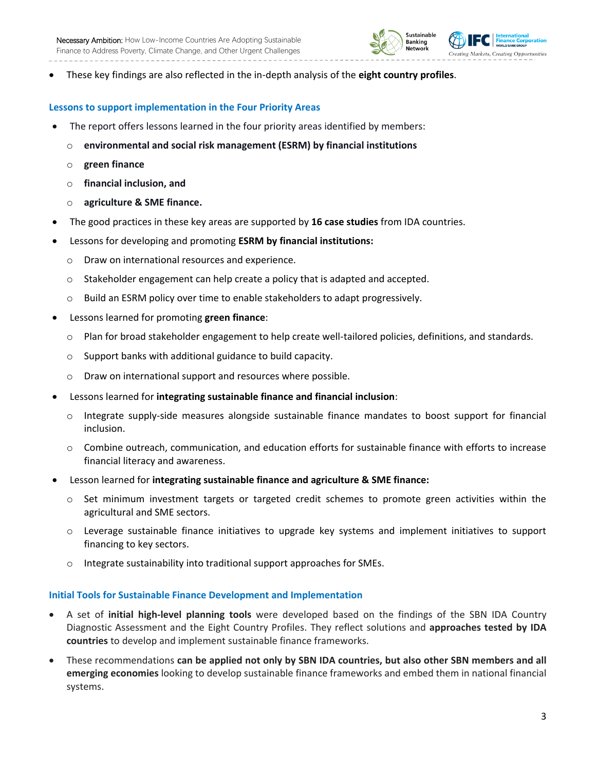- These key findings are also reflected in the in-depth analysis of the **eight country profiles**.

### Lessons to support implementation in the Four Priority Areas

- The report offers lessons learned in the four priority areas identified by members:
    - **environmental and social risk management (ESRM) by financial institutions**
    - **green finance**
    - **financial inclusion, and**
    - **agriculture & SME finance.**
- The good practices in these key areas are supported by **16 case studies** from IDA countries.
- Lessons for developing and promoting **ESRM by financial institutions:**
    - Draw on international resources and experience.
    - Stakeholder engagement can help create a policy that is adapted and accepted.
    - Build an ESRM policy over time to enable stakeholders to adapt progressively.
- Lessons learned for promoting **green finance**:
    - Plan for broad stakeholder engagement to help create well-tailored policies, definitions, and standards.
    - Support banks with additional guidance to build capacity.
    - Draw on international support and resources where possible.
- Lessons learned for **integrating sustainable finance and financial inclusion**:
    - Integrate supply-side measures alongside sustainable finance mandates to boost support for financial inclusion.
    - Combine outreach, communication, and education efforts for sustainable finance with efforts to increase financial literacy and awareness.
- Lesson learned for **integrating sustainable finance and agriculture & SME finance:**
    - Set minimum investment targets or targeted credit schemes to promote green activities within the agricultural and SME sectors.
    - Leverage sustainable finance initiatives to upgrade key systems and implement initiatives to support financing to key sectors.
    - Integrate sustainability into traditional support approaches for SMEs.

### Initial Tools for Sustainable Finance Development and Implementation

- A set of **initial high-level planning tools** were developed based on the findings of the SBN IDA Country Diagnostic Assessment and the Eight Country Profiles. They reflect solutions and **approaches tested by IDA countries** to develop and implement sustainable finance frameworks.
- These recommendations **can be applied not only by SBN IDA countries, but also other SBN members and all emerging economies** looking to develop sustainable finance frameworks and embed them in national financial systems.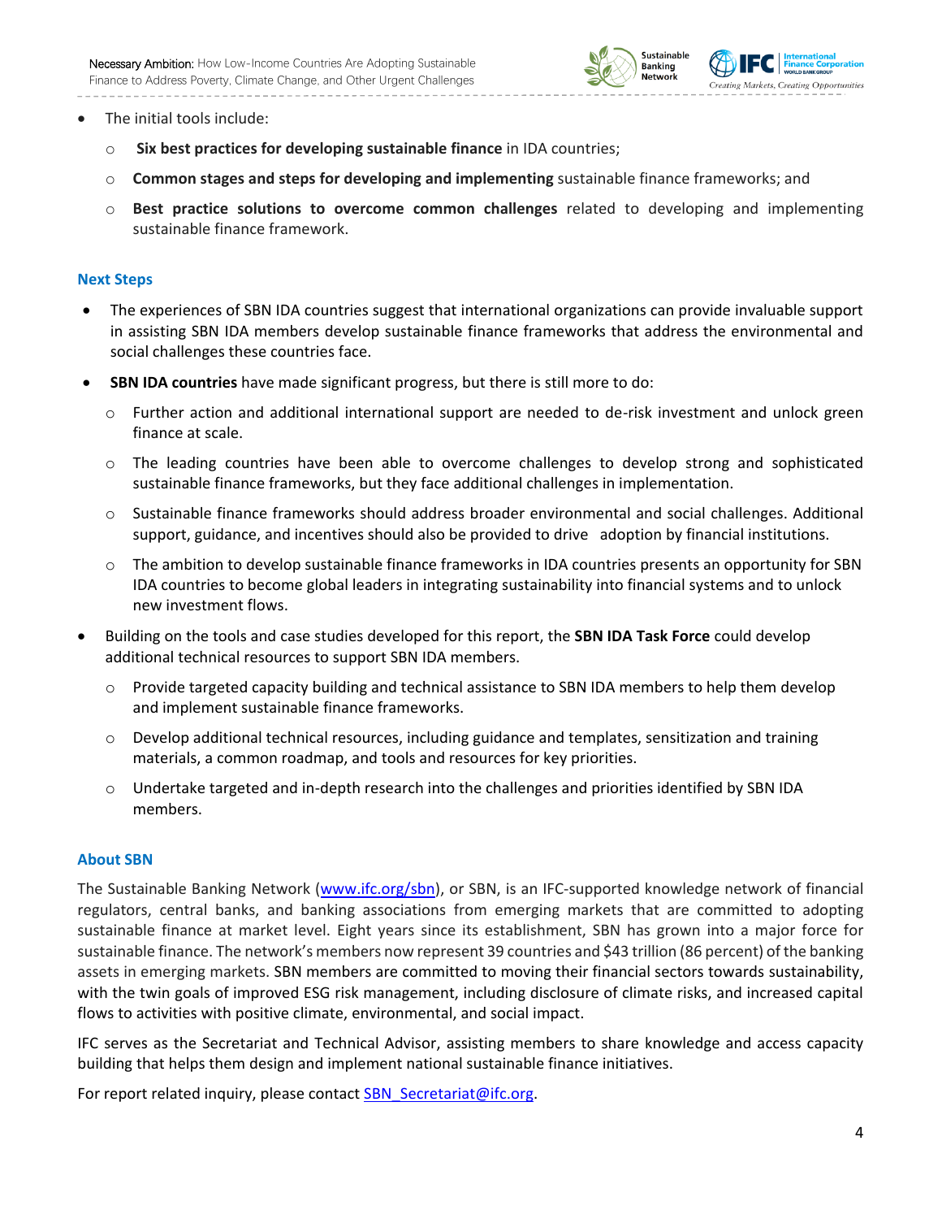- The initial tools include:
  - **Six best practices for developing sustainable finance** in IDA countries;
  - **Common stages and steps for developing and implementing** sustainable finance frameworks; and
  - **Best practice solutions to overcome common challenges** related to developing and implementing sustainable finance framework.

### Next Steps

- The experiences of SBN IDA countries suggest that international organizations can provide invaluable support in assisting SBN IDA members develop sustainable finance frameworks that address the environmental and social challenges these countries face.
- **SBN IDA countries** have made significant progress, but there is still more to do:
  - Further action and additional international support are needed to de-risk investment and unlock green finance at scale.
  - The leading countries have been able to overcome challenges to develop strong and sophisticated sustainable finance frameworks, but they face additional challenges in implementation.
  - Sustainable finance frameworks should address broader environmental and social challenges. Additional support, guidance, and incentives should also be provided to drive adoption by financial institutions.
  - The ambition to develop sustainable finance frameworks in IDA countries presents an opportunity for SBN IDA countries to become global leaders in integrating sustainability into financial systems and to unlock new investment flows.
- Building on the tools and case studies developed for this report, the **SBN IDA Task Force** could develop additional technical resources to support SBN IDA members.
  - Provide targeted capacity building and technical assistance to SBN IDA members to help them develop and implement sustainable finance frameworks.
  - Develop additional technical resources, including guidance and templates, sensitization and training materials, a common roadmap, and tools and resources for key priorities.
  - Undertake targeted and in-depth research into the challenges and priorities identified by SBN IDA members.

### About SBN

The Sustainable Banking Network (www.ifc.org/sbn), or SBN, is an IFC-supported knowledge network of financial regulators, central banks, and banking associations from emerging markets that are committed to adopting sustainable finance at market level. Eight years since its establishment, SBN has grown into a major force for sustainable finance. The network's members now represent 39 countries and $43 trillion (86 percent) of the banking assets in emerging markets. SBN members are committed to moving their financial sectors towards sustainability, with the twin goals of improved ESG risk management, including disclosure of climate risks, and increased capital flows to activities with positive climate, environmental, and social impact.

IFC serves as the Secretariat and Technical Advisor, assisting members to share knowledge and access capacity building that helps them design and implement national sustainable finance initiatives.

For report related inquiry, please contact SBN_Secretariat@ifc.org.